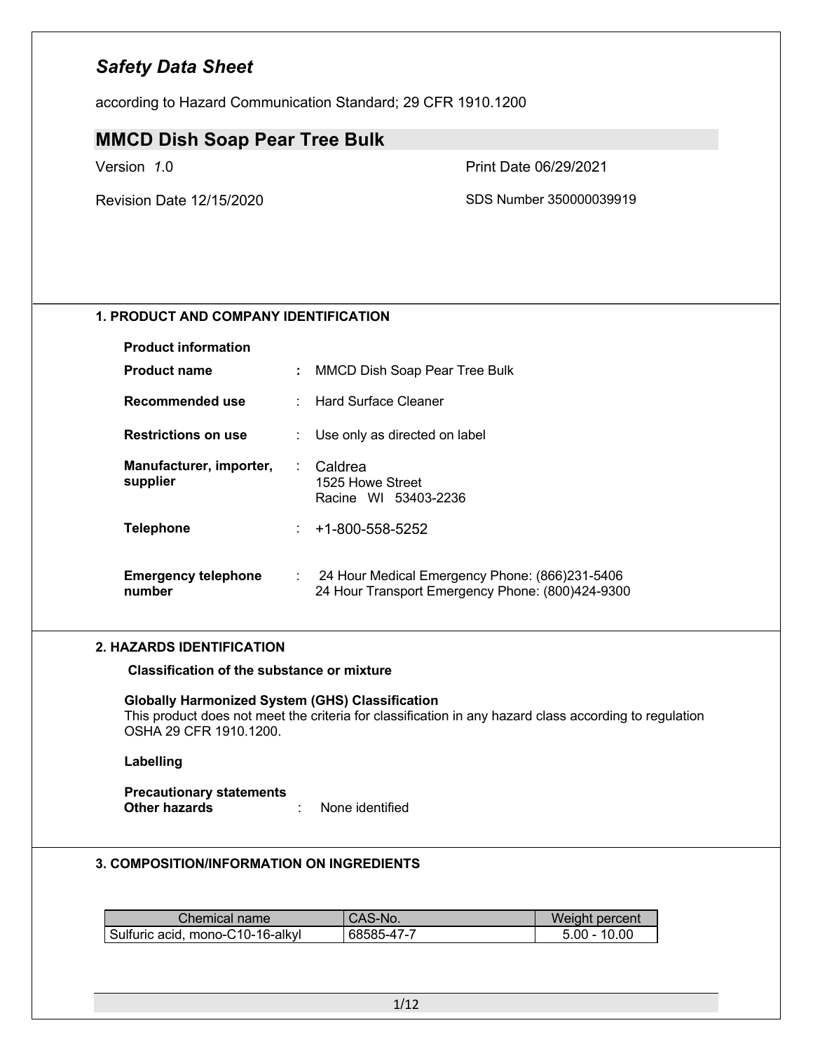# *Safety Data Sheet*

according to Hazard Communication Standard; 29 CFR 1910.1200

## MMCD Dish Soap Pear Tree Bulk

Version *1*.0

Print Date 06/29/2021

Revision Date 12/15/2020

SDS Number 350000039919

### 1. PRODUCT AND COMPANY IDENTIFICATION

**Product information**

**Product name** : MMCD Dish Soap Pear Tree Bulk

**Recommended use** : Hard Surface Cleaner

**Restrictions on use** : Use only as directed on label

**Manufacturer, importer, supplier** : Caldrea
1525 Howe Street
Racine WI 53403-2236

**Telephone** : +1-800-558-5252

**Emergency telephone number** : 24 Hour Medical Emergency Phone: (866)231-5406
24 Hour Transport Emergency Phone: (800)424-9300

### 2. HAZARDS IDENTIFICATION

**Classification of the substance or mixture**

**Globally Harmonized System (GHS) Classification**
This product does not meet the criteria for classification in any hazard class according to regulation OSHA 29 CFR 1910.1200.

**Labelling**

**Precautionary statements**
**Other hazards** : None identified

### 3. COMPOSITION/INFORMATION ON INGREDIENTS

| Chemical name | CAS-No. | Weight percent |
| --- | --- | --- |
| Sulfuric acid, mono-C10-16-alkyl | 68585-47-7 | 5.00 - 10.00 |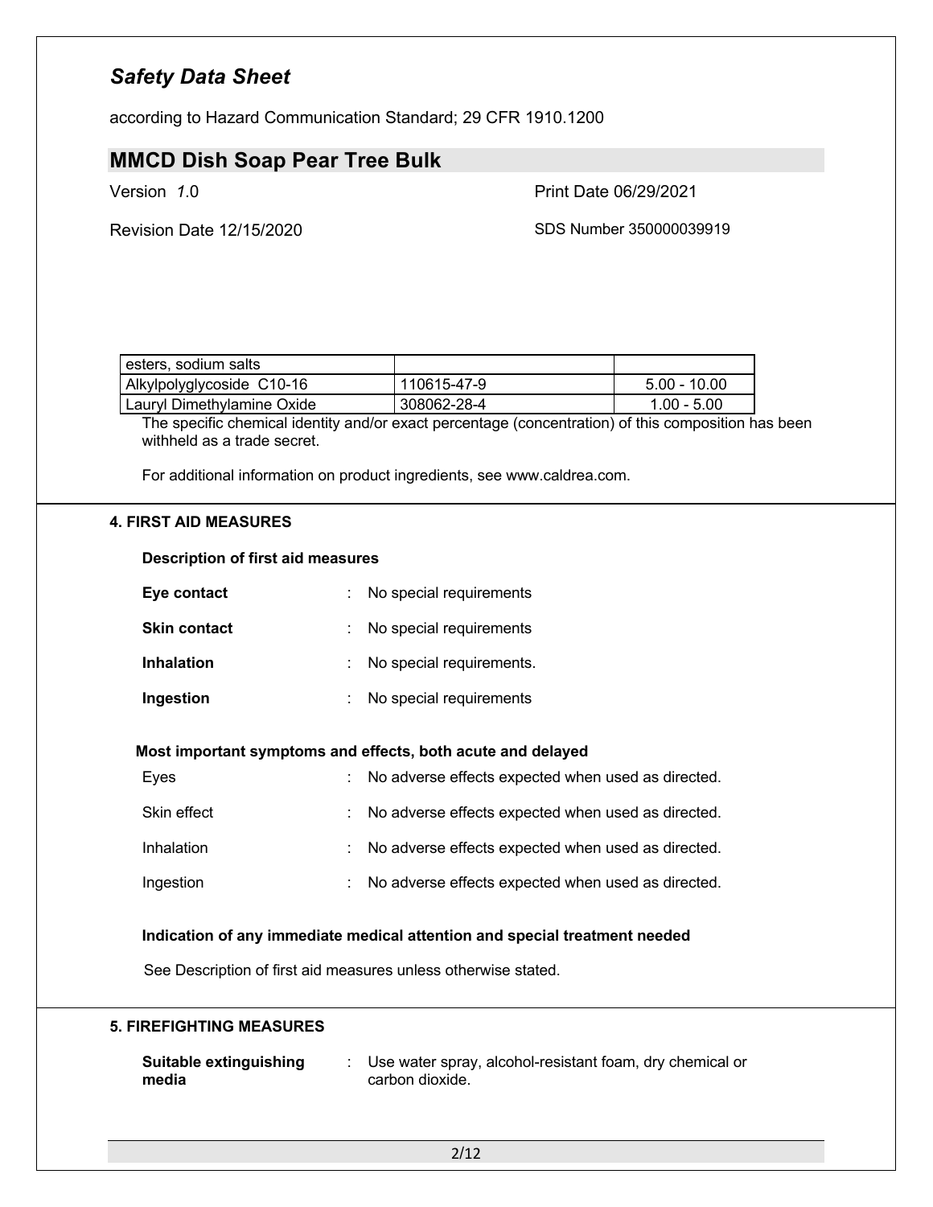| esters, sodium salts | | |
|---|---|---|
| Alkylpolyglycoside C10-16 | 110615-47-9 | 5.00 - 10.00 |
| Lauryl Dimethylamine Oxide | 308062-28-4 | 1.00 - 5.00 |

The specific chemical identity and/or exact percentage (concentration) of this composition has been withheld as a trade secret.

For additional information on product ingredients, see www.caldrea.com.

## 4. FIRST AID MEASURES

**Description of first aid measures**

**Eye contact** : No special requirements

**Skin contact** : No special requirements

**Inhalation** : No special requirements.

**Ingestion** : No special requirements

**Most important symptoms and effects, both acute and delayed**

Eyes : No adverse effects expected when used as directed.

Skin effect : No adverse effects expected when used as directed.

Inhalation : No adverse effects expected when used as directed.

Ingestion : No adverse effects expected when used as directed.

**Indication of any immediate medical attention and special treatment needed**

See Description of first aid measures unless otherwise stated.

## 5. FIREFIGHTING MEASURES

**Suitable extinguishing media** : Use water spray, alcohol-resistant foam, dry chemical or carbon dioxide.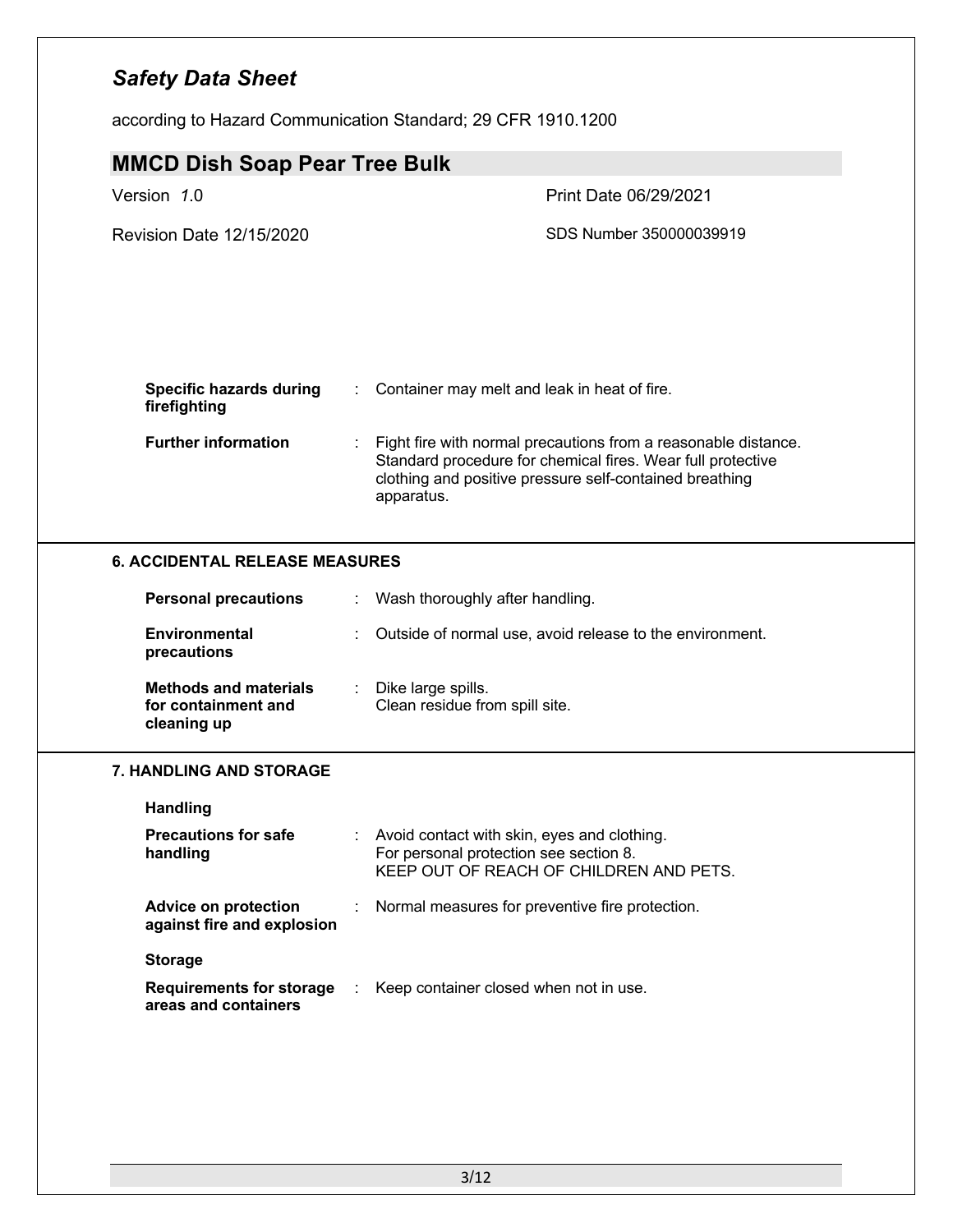| | |
|---|---|
| **Specific hazards during firefighting** | Container may melt and leak in heat of fire. |
| **Further information** | Fight fire with normal precautions from a reasonable distance. Standard procedure for chemical fires. Wear full protective clothing and positive pressure self-contained breathing apparatus. |

## 6. ACCIDENTAL RELEASE MEASURES

| | |
|---|---|
| **Personal precautions** | Wash thoroughly after handling. |
| **Environmental precautions** | Outside of normal use, avoid release to the environment. |
| **Methods and materials for containment and cleaning up** | Dike large spills.<br>Clean residue from spill site. |

## 7. HANDLING AND STORAGE

**Handling**

| | |
|---|---|
| **Precautions for safe handling** | Avoid contact with skin, eyes and clothing.<br>For personal protection see section 8.<br>KEEP OUT OF REACH OF CHILDREN AND PETS. |
| **Advice on protection against fire and explosion** | Normal measures for preventive fire protection. |

**Storage**

| | |
|---|---|
| **Requirements for storage areas and containers** | Keep container closed when not in use. |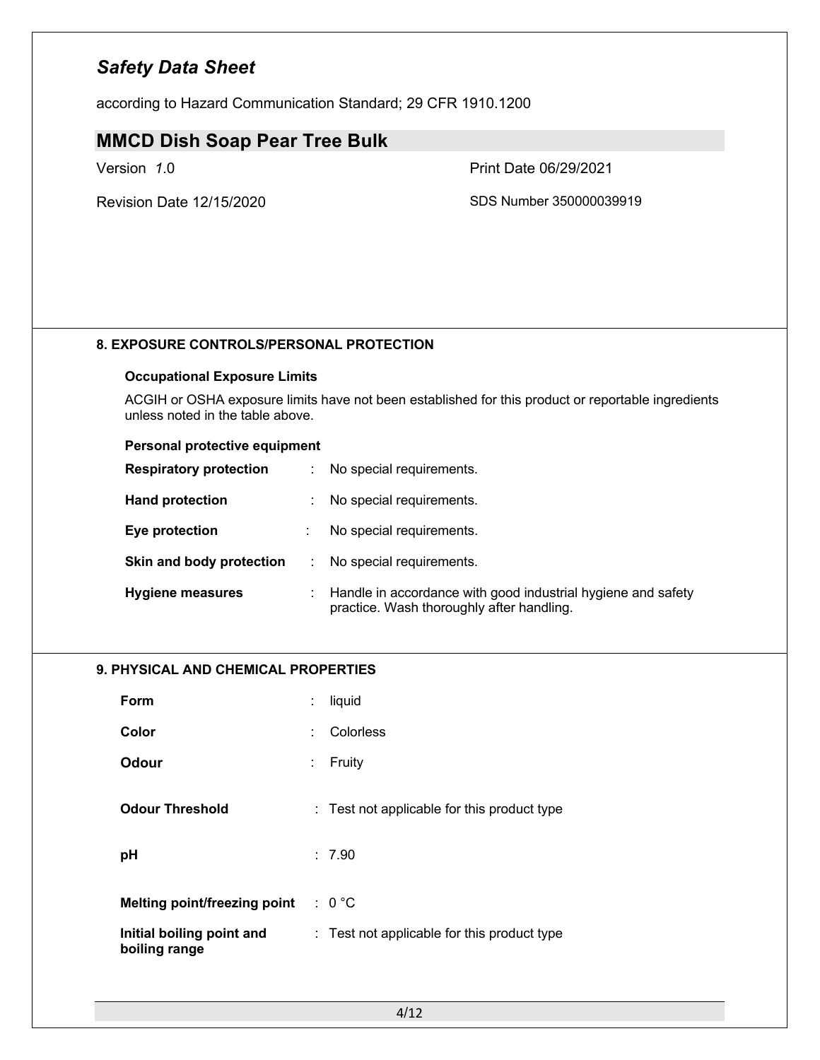## 8. EXPOSURE CONTROLS/PERSONAL PROTECTION

**Occupational Exposure Limits**

ACGIH or OSHA exposure limits have not been established for this product or reportable ingredients unless noted in the table above.

**Personal protective equipment**

| | | |
|---|---|---|
| **Respiratory protection** | : | No special requirements. |
| **Hand protection** | : | No special requirements. |
| **Eye protection** | : | No special requirements. |
| **Skin and body protection** | : | No special requirements. |
| **Hygiene measures** | : | Handle in accordance with good industrial hygiene and safety practice. Wash thoroughly after handling. |

## 9. PHYSICAL AND CHEMICAL PROPERTIES

| | | |
|---|---|---|
| **Form** | : | liquid |
| **Color** | : | Colorless |
| **Odour** | : | Fruity |
| **Odour Threshold** | : | Test not applicable for this product type |
| **pH** | : | 7.90 |
| **Melting point/freezing point** | : | 0 °C |
| **Initial boiling point and boiling range** | : | Test not applicable for this product type |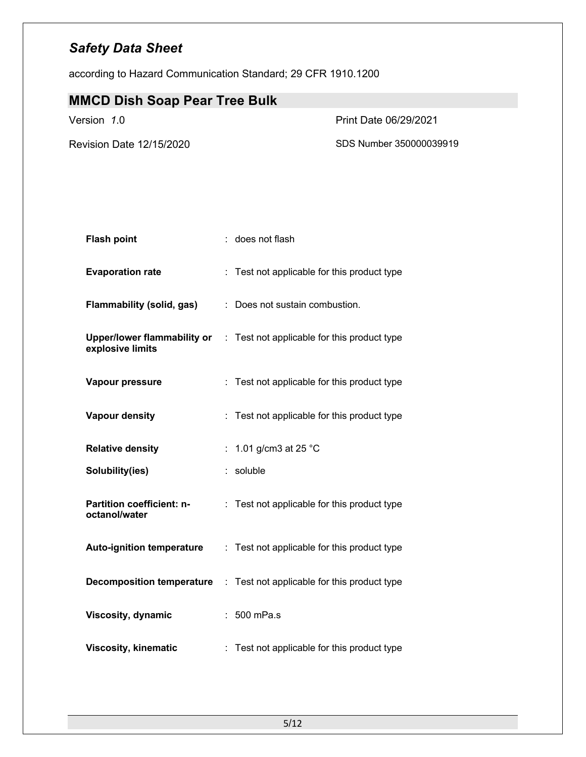| | |
|---|---|
| **Flash point** | : does not flash |
| **Evaporation rate** | : Test not applicable for this product type |
| **Flammability (solid, gas)** | : Does not sustain combustion. |
| **Upper/lower flammability or explosive limits** | : Test not applicable for this product type |
| **Vapour pressure** | : Test not applicable for this product type |
| **Vapour density** | : Test not applicable for this product type |
| **Relative density** | : 1.01 g/cm3 at 25 °C |
| **Solubility(ies)** | : soluble |
| **Partition coefficient: n-octanol/water** | : Test not applicable for this product type |
| **Auto-ignition temperature** | : Test not applicable for this product type |
| **Decomposition temperature** | : Test not applicable for this product type |
| **Viscosity, dynamic** | : 500 mPa.s |
| **Viscosity, kinematic** | : Test not applicable for this product type |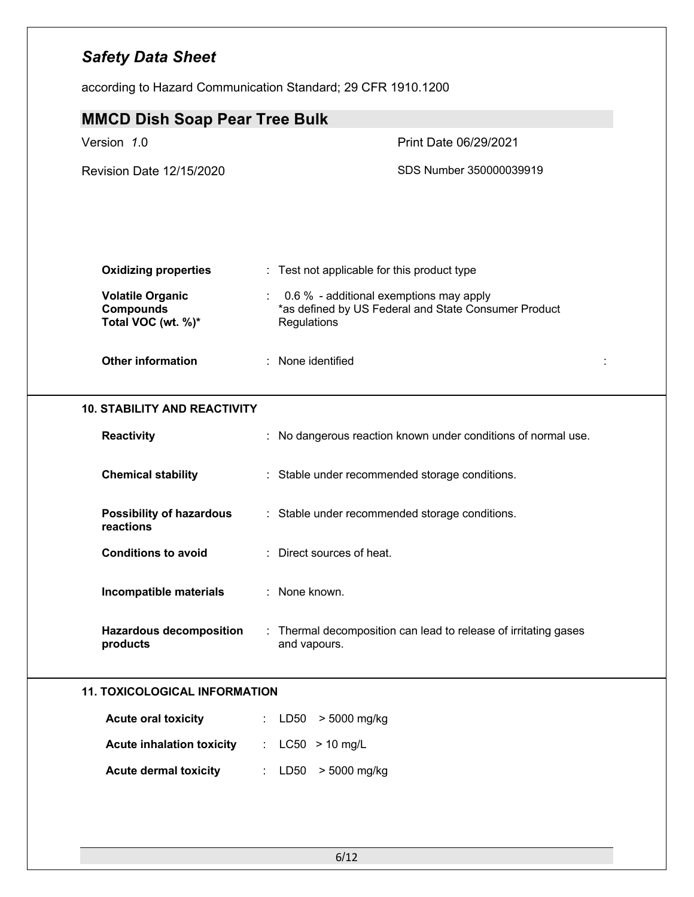# Safety Data Sheet

according to Hazard Communication Standard; 29 CFR 1910.1200

## MMCD Dish Soap Pear Tree Bulk

Version 1.0 | Print Date 06/29/2021

Revision Date 12/15/2020 | SDS Number 350000039919

| | |
|---|---|
| **Oxidizing properties** | : Test not applicable for this product type |
| **Volatile Organic Compounds Total VOC (wt. %)*** | : 0.6 % - additional exemptions may apply *as defined by US Federal and State Consumer Product Regulations |
| **Other information** | : None identified |

### 10. STABILITY AND REACTIVITY

| | |
|---|---|
| **Reactivity** | : No dangerous reaction known under conditions of normal use. |
| **Chemical stability** | : Stable under recommended storage conditions. |
| **Possibility of hazardous reactions** | : Stable under recommended storage conditions. |
| **Conditions to avoid** | : Direct sources of heat. |
| **Incompatible materials** | : None known. |
| **Hazardous decomposition products** | : Thermal decomposition can lead to release of irritating gases and vapours. |

### 11. TOXICOLOGICAL INFORMATION

| | |
|---|---|
| **Acute oral toxicity** | : LD50 > 5000 mg/kg |
| **Acute inhalation toxicity** | : LC50 > 10 mg/L |
| **Acute dermal toxicity** | : LD50 > 5000 mg/kg |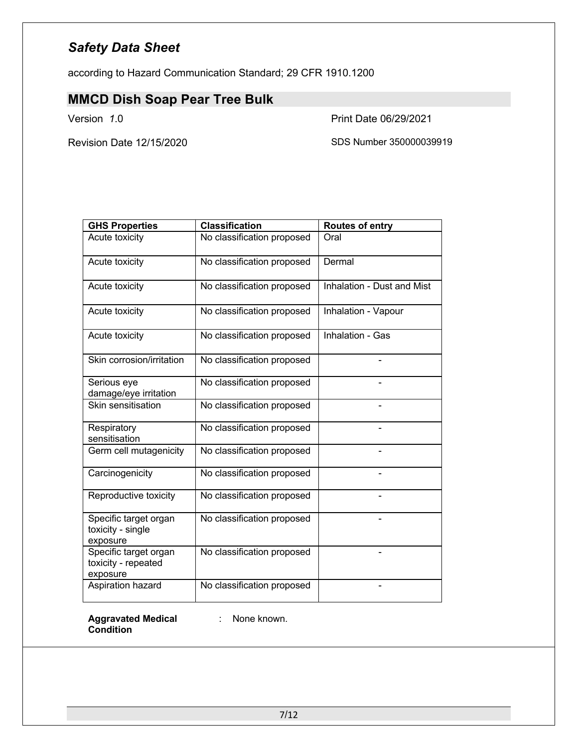| GHS Properties | Classification | Routes of entry |
|---|---|---|
| Acute toxicity | No classification proposed | Oral |
| Acute toxicity | No classification proposed | Dermal |
| Acute toxicity | No classification proposed | Inhalation - Dust and Mist |
| Acute toxicity | No classification proposed | Inhalation - Vapour |
| Acute toxicity | No classification proposed | Inhalation - Gas |
| Skin corrosion/irritation | No classification proposed | - |
| Serious eye damage/eye irritation | No classification proposed | - |
| Skin sensitisation | No classification proposed | - |
| Respiratory sensitisation | No classification proposed | - |
| Germ cell mutagenicity | No classification proposed | - |
| Carcinogenicity | No classification proposed | - |
| Reproductive toxicity | No classification proposed | - |
| Specific target organ toxicity - single exposure | No classification proposed | - |
| Specific target organ toxicity - repeated exposure | No classification proposed | - |
| Aspiration hazard | No classification proposed | - |

**Aggravated Medical Condition** : None known.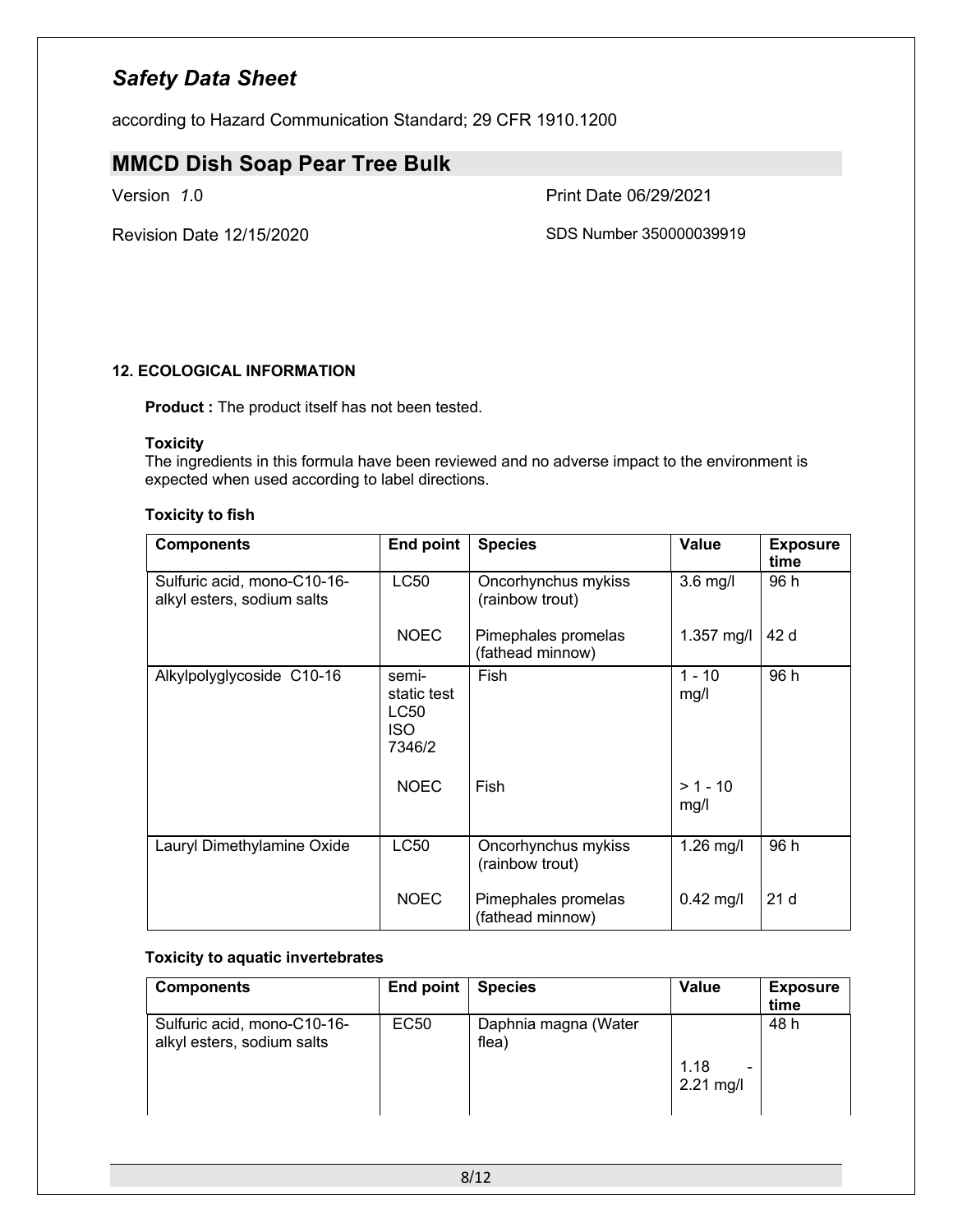## 12. ECOLOGICAL INFORMATION

**Product :** The product itself has not been tested.

**Toxicity**

The ingredients in this formula have been reviewed and no adverse impact to the environment is expected when used according to label directions.

**Toxicity to fish**

| Components | End point | Species | Value | Exposure time |
|---|---|---|---|---|
| Sulfuric acid, mono-C10-16-alkyl esters, sodium salts | LC50 | Oncorhynchus mykiss (rainbow trout) | 3.6 mg/l | 96 h |
| | NOEC | Pimephales promelas (fathead minnow) | 1.357 mg/l | 42 d |
| Alkylpolyglycoside C10-16 | semi-static test LC50 ISO 7346/2 | Fish | 1 - 10 mg/l | 96 h |
| | NOEC | Fish | > 1 - 10 mg/l | |
| Lauryl Dimethylamine Oxide | LC50 | Oncorhynchus mykiss (rainbow trout) | 1.26 mg/l | 96 h |
| | NOEC | Pimephales promelas (fathead minnow) | 0.42 mg/l | 21 d |

**Toxicity to aquatic invertebrates**

| Components | End point | Species | Value | Exposure time |
|---|---|---|---|---|
| Sulfuric acid, mono-C10-16-alkyl esters, sodium salts | EC50 | Daphnia magna (Water flea) | 1.18 - 2.21 mg/l | 48 h |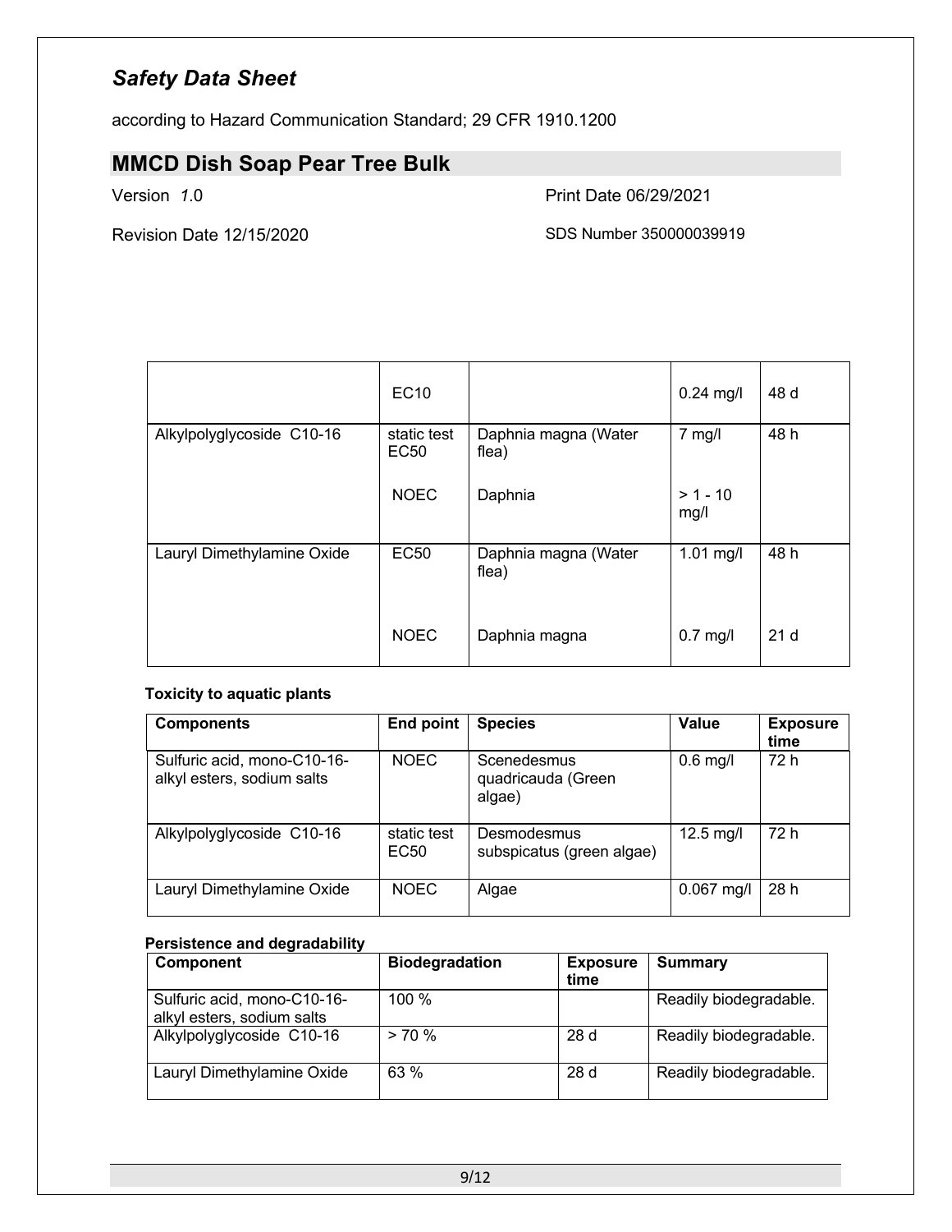| | | | | |
|---|---|---|---|---|
| | EC10 | | 0.24 mg/l | 48 d |
| Alkylpolyglycoside C10-16 | static test EC50 | Daphnia magna (Water flea) | 7 mg/l | 48 h |
| | NOEC | Daphnia | > 1 - 10 mg/l | |
| Lauryl Dimethylamine Oxide | EC50 | Daphnia magna (Water flea) | 1.01 mg/l | 48 h |
| | NOEC | Daphnia magna | 0.7 mg/l | 21 d |

**Toxicity to aquatic plants**

| Components | End point | Species | Value | Exposure time |
|---|---|---|---|---|
| Sulfuric acid, mono-C10-16-alkyl esters, sodium salts | NOEC | Scenedesmus quadricauda (Green algae) | 0.6 mg/l | 72 h |
| Alkylpolyglycoside C10-16 | static test EC50 | Desmodesmus subspicatus (green algae) | 12.5 mg/l | 72 h |
| Lauryl Dimethylamine Oxide | NOEC | Algae | 0.067 mg/l | 28 h |

**Persistence and degradability**

| Component | Biodegradation | Exposure time | Summary |
|---|---|---|---|
| Sulfuric acid, mono-C10-16-alkyl esters, sodium salts | 100 % | | Readily biodegradable. |
| Alkylpolyglycoside C10-16 | > 70 % | 28 d | Readily biodegradable. |
| Lauryl Dimethylamine Oxide | 63 % | 28 d | Readily biodegradable. |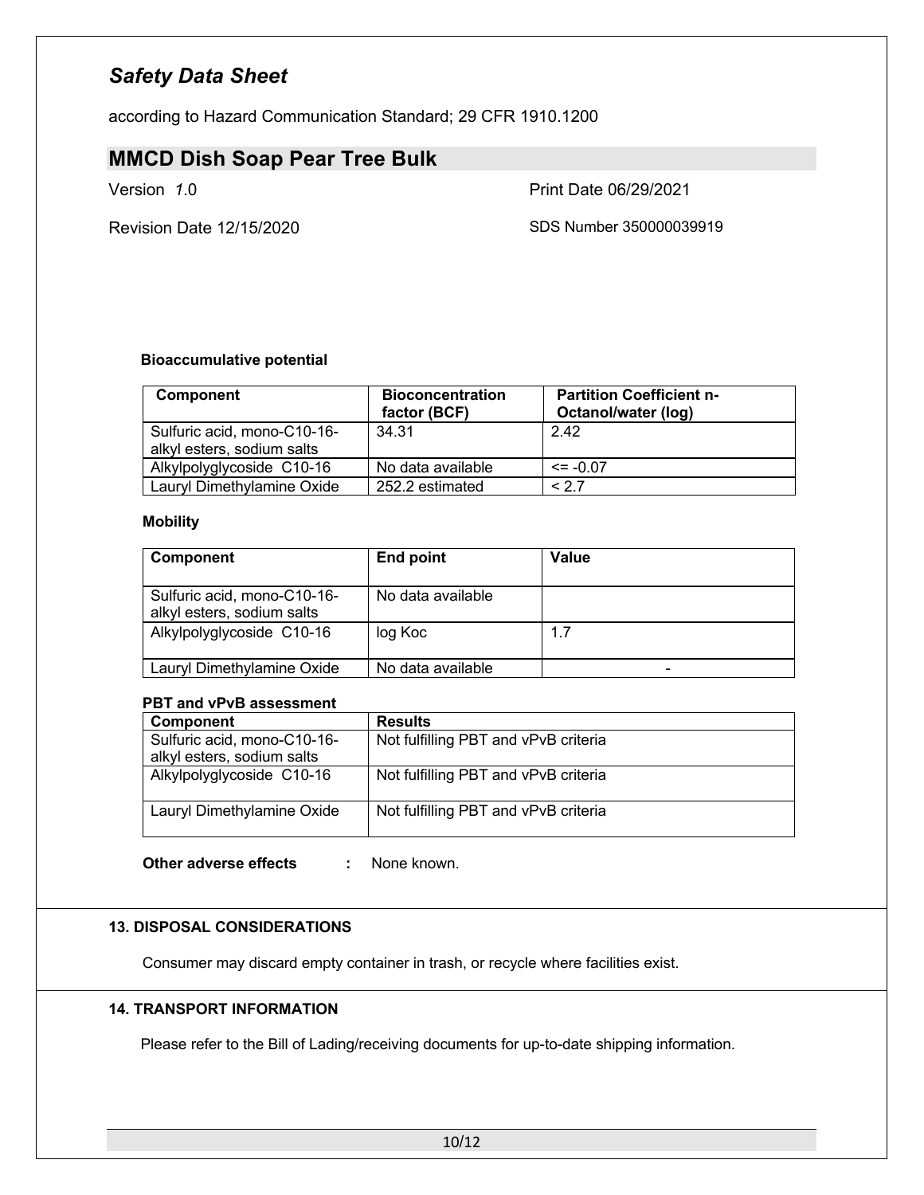**Bioaccumulative potential**

| Component | Bioconcentration factor (BCF) | Partition Coefficient n-Octanol/water (log) |
|---|---|---|
| Sulfuric acid, mono-C10-16-alkyl esters, sodium salts | 34.31 | 2.42 |
| Alkylpolyglycoside C10-16 | No data available | <= -0.07 |
| Lauryl Dimethylamine Oxide | 252.2 estimated | < 2.7 |

**Mobility**

| Component | End point | Value |
|---|---|---|
| Sulfuric acid, mono-C10-16-alkyl esters, sodium salts | No data available | |
| Alkylpolyglycoside C10-16 | log Koc | 1.7 |
| Lauryl Dimethylamine Oxide | No data available | - |

**PBT and vPvB assessment**

| Component | Results |
|---|---|
| Sulfuric acid, mono-C10-16-alkyl esters, sodium salts | Not fulfilling PBT and vPvB criteria |
| Alkylpolyglycoside C10-16 | Not fulfilling PBT and vPvB criteria |
| Lauryl Dimethylamine Oxide | Not fulfilling PBT and vPvB criteria |

**Other adverse effects** : None known.

## 13. DISPOSAL CONSIDERATIONS

Consumer may discard empty container in trash, or recycle where facilities exist.

## 14. TRANSPORT INFORMATION

Please refer to the Bill of Lading/receiving documents for up-to-date shipping information.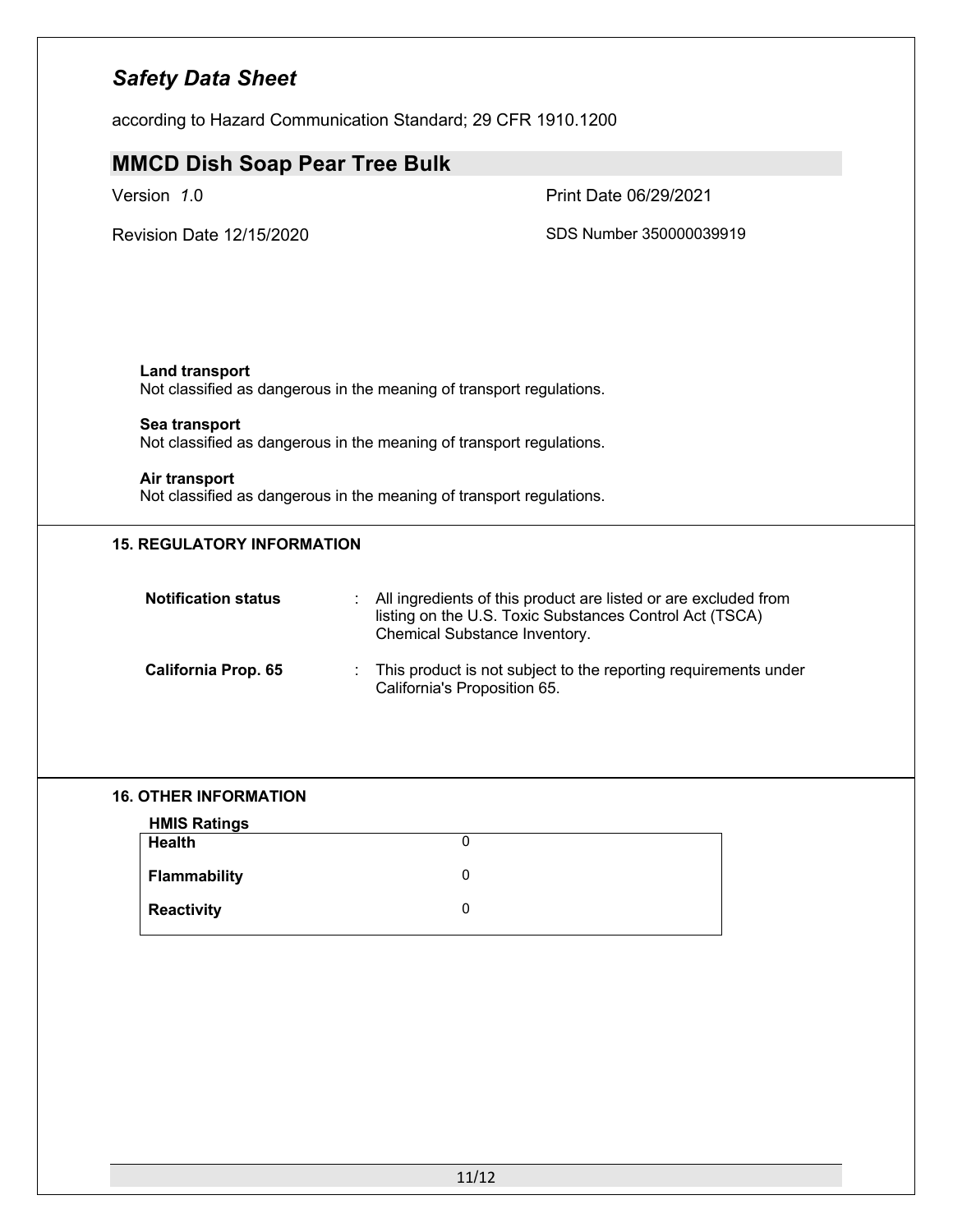**Land transport**
Not classified as dangerous in the meaning of transport regulations.

**Sea transport**
Not classified as dangerous in the meaning of transport regulations.

**Air transport**
Not classified as dangerous in the meaning of transport regulations.

## 15. REGULATORY INFORMATION

**Notification status** : All ingredients of this product are listed or are excluded from listing on the U.S. Toxic Substances Control Act (TSCA) Chemical Substance Inventory.

**California Prop. 65** : This product is not subject to the reporting requirements under California's Proposition 65.

## 16. OTHER INFORMATION

**HMIS Ratings**

| | |
|---|---|
| **Health** | 0 |
| **Flammability** | 0 |
| **Reactivity** | 0 |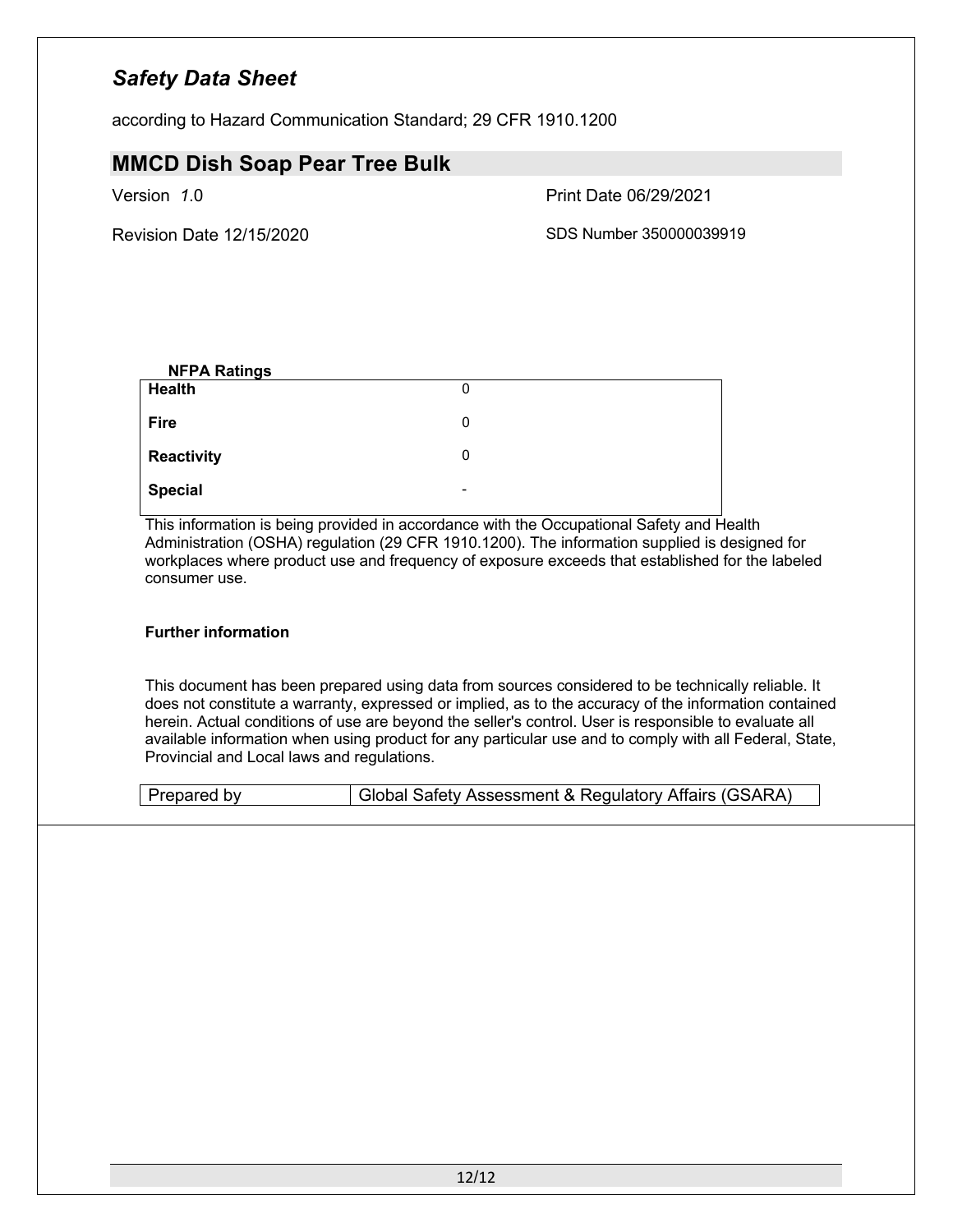*Safety Data Sheet*

according to Hazard Communication Standard; 29 CFR 1910.1200

## MMCD Dish Soap Pear Tree Bulk

Version *1*.0

Print Date 06/29/2021

Revision Date 12/15/2020

SDS Number 350000039919

**NFPA Ratings**

| | |
|---|---|
| **Health** | 0 |
| **Fire** | 0 |
| **Reactivity** | 0 |
| **Special** | - |

This information is being provided in accordance with the Occupational Safety and Health Administration (OSHA) regulation (29 CFR 1910.1200). The information supplied is designed for workplaces where product use and frequency of exposure exceeds that established for the labeled consumer use.

**Further information**

This document has been prepared using data from sources considered to be technically reliable. It does not constitute a warranty, expressed or implied, as to the accuracy of the information contained herein. Actual conditions of use are beyond the seller's control. User is responsible to evaluate all available information when using product for any particular use and to comply with all Federal, State, Provincial and Local laws and regulations.

| | |
|---|---|
| Prepared by | Global Safety Assessment & Regulatory Affairs (GSARA) |